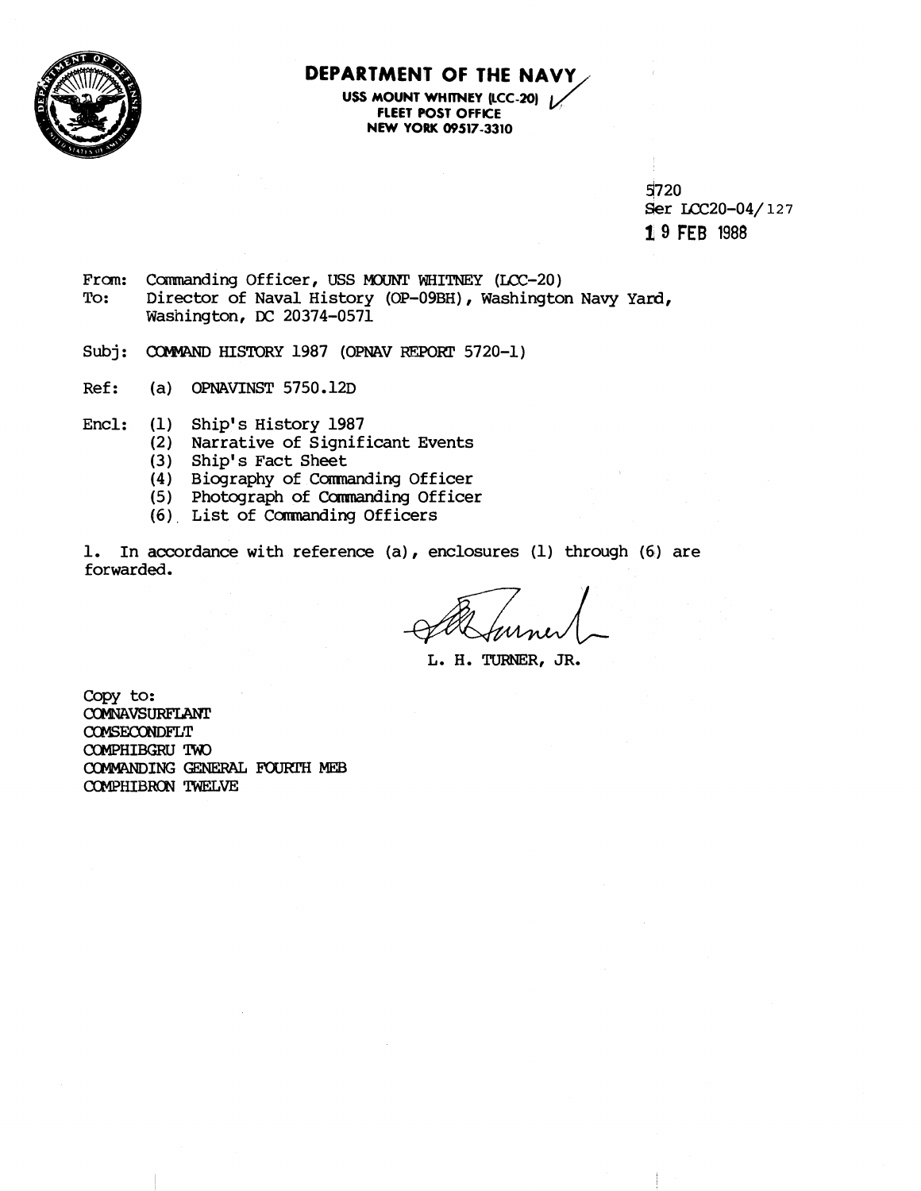# DEPARTMENT OF THE NAVY

**USS MOUNT WHITNEY (LCC-20)**
**FLEET POST OFFICE**
**NEW YORK 09517-3310**

5720
Ser LCC20-04/127
19 FEB 1988

From: Commanding Officer, USS MOUNT WHITNEY (LCC-20)
To: Director of Naval History (OP-09BH), Washington Navy Yard, Washington, DC 20374-0571

Subj: COMMAND HISTORY 1987 (OPNAV REPORT 5720-1)

Ref: (a) OPNAVINST 5750.12D

Encl: (1) Ship's History 1987
(2) Narrative of Significant Events
(3) Ship's Fact Sheet
(4) Biography of Commanding Officer
(5) Photograph of Commanding Officer
(6) List of Commanding Officers

1. In accordance with reference (a), enclosures (1) through (6) are forwarded.

L. H. TURNER, JR.

Copy to:
COMNAVSURFLANT
COMSECONDFLT
COMPHIBGRU TWO
COMMANDING GENERAL FOURTH MEB
COMPHIBRON TWELVE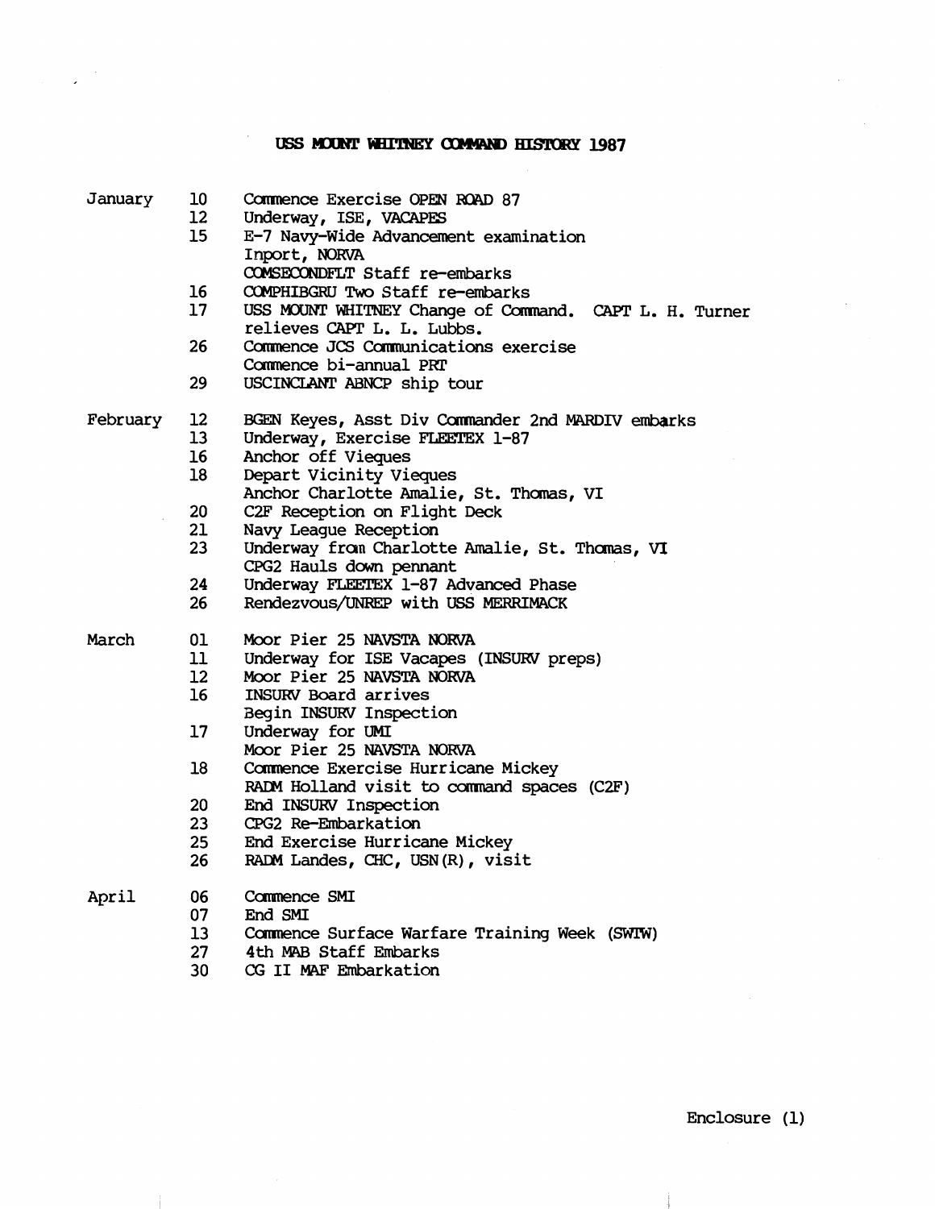# USS MOUNT WHITNEY COMMAND HISTORY 1987

| Month | Day | Event |
|---|---|---|
| January | 10 | Commence Exercise OPEN ROAD 87 |
| | 12 | Underway, ISE, VACAPES |
| | 15 | E-7 Navy-Wide Advancement examination |
| | | Inport, NORVA |
| | | COMSECONDFLT Staff re-embarks |
| | 16 | COMPHIBGRU Two Staff re-embarks |
| | 17 | USS MOUNT WHITNEY Change of Command. CAPT L. H. Turner relieves CAPT L. L. Lubbs. |
| | 26 | Commence JCS Communications exercise |
| | | Commence bi-annual PRT |
| | 29 | USCINCLANT ABNCP ship tour |
| February | 12 | BGEN Keyes, Asst Div Commander 2nd MARDIV embarks |
| | 13 | Underway, Exercise FLEETEX 1-87 |
| | 16 | Anchor off Vieques |
| | 18 | Depart Vicinity Vieques |
| | | Anchor Charlotte Amalie, St. Thomas, VI |
| | 20 | C2F Reception on Flight Deck |
| | 21 | Navy League Reception |
| | 23 | Underway from Charlotte Amalie, St. Thomas, VI |
| | | CPG2 Hauls down pennant |
| | 24 | Underway FLEETEX 1-87 Advanced Phase |
| | 26 | Rendezvous/UNREP with USS MERRIMACK |
| March | 01 | Moor Pier 25 NAVSTA NORVA |
| | 11 | Underway for ISE Vacapes (INSURV preps) |
| | 12 | Moor Pier 25 NAVSTA NORVA |
| | 16 | INSURV Board arrives |
| | | Begin INSURV Inspection |
| | 17 | Underway for UMI |
| | | Moor Pier 25 NAVSTA NORVA |
| | 18 | Commence Exercise Hurricane Mickey |
| | | RADM Holland visit to command spaces (C2F) |
| | 20 | End INSURV Inspection |
| | 23 | CPG2 Re-Embarkation |
| | 25 | End Exercise Hurricane Mickey |
| | 26 | RADM Landes, CHC, USN(R), visit |
| April | 06 | Commence SMI |
| | 07 | End SMI |
| | 13 | Commence Surface Warfare Training Week (SWTW) |
| | 27 | 4th MAB Staff Embarks |
| | 30 | CG II MAF Embarkation |

Enclosure (1)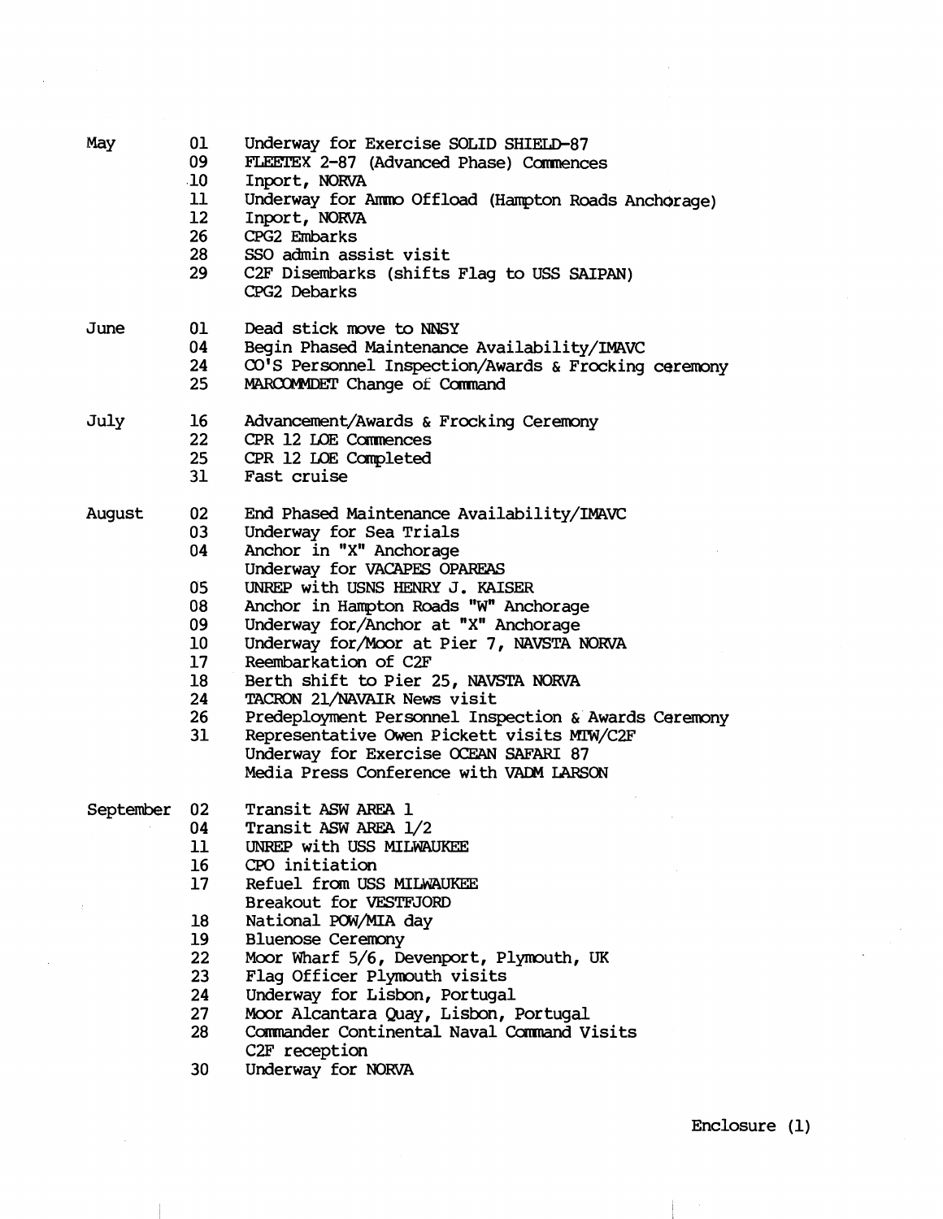| Month | Day | Event |
|---|---|---|
| May | 01 | Underway for Exercise SOLID SHIELD-87 |
| | 09 | FLEETEX 2-87 (Advanced Phase) Commences |
| | 10 | Inport, NORVA |
| | 11 | Underway for Ammo Offload (Hampton Roads Anchorage) |
| | 12 | Inport, NORVA |
| | 26 | CPG2 Embarks |
| | 28 | SSO admin assist visit |
| | 29 | C2F Disembarks (shifts Flag to USS SAIPAN) |
| | | CPG2 Debarks |
| June | 01 | Dead stick move to NNSY |
| | 04 | Begin Phased Maintenance Availability/IMAVC |
| | 24 | CO'S Personnel Inspection/Awards & Frocking ceremony |
| | 25 | MARCOMMDET Change of Command |
| July | 16 | Advancement/Awards & Frocking Ceremony |
| | 22 | CPR 12 LOE Commences |
| | 25 | CPR 12 LOE Completed |
| | 31 | Fast cruise |
| August | 02 | End Phased Maintenance Availability/IMAVC |
| | 03 | Underway for Sea Trials |
| | 04 | Anchor in "X" Anchorage |
| | | Underway for VACAPES OPAREAS |
| | 05 | UNREP with USNS HENRY J. KAISER |
| | 08 | Anchor in Hampton Roads "W" Anchorage |
| | 09 | Underway for/Anchor at "X" Anchorage |
| | 10 | Underway for/Moor at Pier 7, NAVSTA NORVA |
| | 17 | Reembarkation of C2F |
| | 18 | Berth shift to Pier 25, NAVSTA NORVA |
| | 24 | TACRON 21/NAVAIR News visit |
| | 26 | Predeployment Personnel Inspection & Awards Ceremony |
| | 31 | Representative Owen Pickett visits MTW/C2F |
| | | Underway for Exercise OCEAN SAFARI 87 |
| | | Media Press Conference with VADM LARSON |
| September | 02 | Transit ASW AREA 1 |
| | 04 | Transit ASW AREA 1/2 |
| | 11 | UNREP with USS MILWAUKEE |
| | 16 | CPO initiation |
| | 17 | Refuel from USS MILWAUKEE |
| | | Breakout for VESTFJORD |
| | 18 | National POW/MIA day |
| | 19 | Bluenose Ceremony |
| | 22 | Moor Wharf 5/6, Devenport, Plymouth, UK |
| | 23 | Flag Officer Plymouth visits |
| | 24 | Underway for Lisbon, Portugal |
| | 27 | Moor Alcantara Quay, Lisbon, Portugal |
| | 28 | Commander Continental Naval Command Visits |
| | | C2F reception |
| | 30 | Underway for NORVA |

Enclosure (1)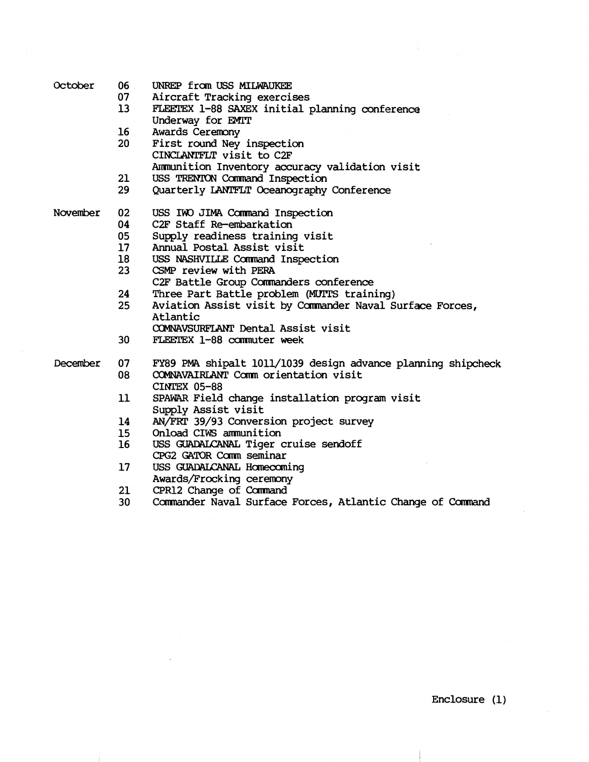| | | |
|---|---|---|
| October | 06 | UNREP from USS MILWAUKEE |
| | 07 | Aircraft Tracking exercises |
| | 13 | FLEETEX 1-88 SAXEX initial planning conference |
| | | Underway for EMIT |
| | 16 | Awards Ceremony |
| | 20 | First round Ney inspection |
| | | CINCLANTFLT visit to C2F |
| | | Ammunition Inventory accuracy validation visit |
| | 21 | USS TRENTON Command Inspection |
| | 29 | Quarterly LANTFLT Oceanography Conference |
| November | 02 | USS IWO JIMA Command Inspection |
| | 04 | C2F Staff Re-embarkation |
| | 05 | Supply readiness training visit |
| | 17 | Annual Postal Assist visit |
| | 18 | USS NASHVILLE Command Inspection |
| | 23 | CSMP review with PERA |
| | | C2F Battle Group Commanders conference |
| | 24 | Three Part Battle problem (MUTTS training) |
| | 25 | Aviation Assist visit by Commander Naval Surface Forces, Atlantic |
| | | COMNAVSURFLANT Dental Assist visit |
| | 30 | FLEETEX 1-88 commuter week |
| December | 07 | FY89 PMA shipalt 1011/1039 design advance planning shipcheck |
| | 08 | COMNAVAIRLANT Comm orientation visit |
| | | CINTEX 05-88 |
| | 11 | SPAWAR Field change installation program visit |
| | | Supply Assist visit |
| | 14 | AN/FRT 39/93 Conversion project survey |
| | 15 | Onload CIWS ammunition |
| | 16 | USS GUADALCANAL Tiger cruise sendoff |
| | | CPG2 GATOR Comm seminar |
| | 17 | USS GUADALCANAL Homecoming |
| | | Awards/Frocking ceremony |
| | 21 | CPR12 Change of Command |
| | 30 | Commander Naval Surface Forces, Atlantic Change of Command |

Enclosure (1)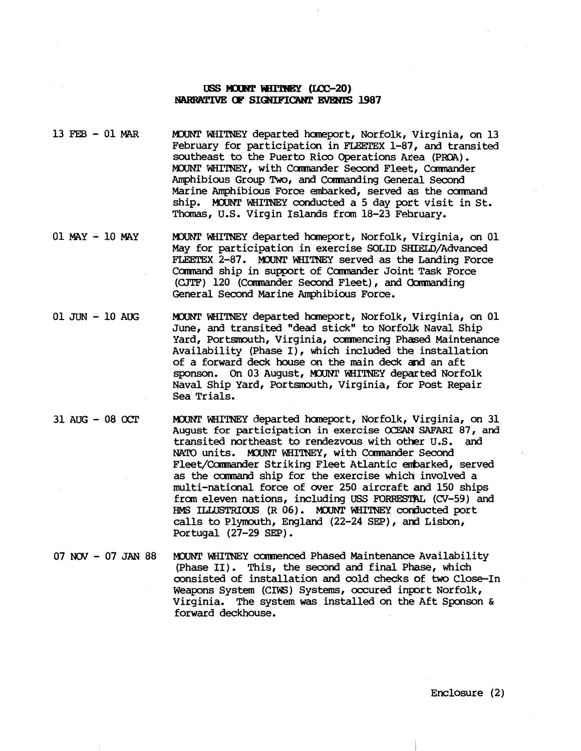# USS MOUNT WHITNEY (LCC-20)
## NARRATIVE OF SIGNIFICANT EVENTS 1987

| | |
|---|---|
| 13 FEB - 01 MAR | MOUNT WHITNEY departed homeport, Norfolk, Virginia, on 13 February for participation in FLEETEX 1-87, and transited southeast to the Puerto Rico Operations Area (PROA). MOUNT WHITNEY, with Commander Second Fleet, Commander Amphibious Group Two, and Commanding General Second Marine Amphibious Force embarked, served as the command ship. MOUNT WHITNEY conducted a 5 day port visit in St. Thomas, U.S. Virgin Islands from 18-23 February. |
| 01 MAY - 10 MAY | MOUNT WHITNEY departed homeport, Norfolk, Virginia, on 01 May for participation in exercise SOLID SHIELD/Advanced FLEETEX 2-87. MOUNT WHITNEY served as the Landing Force Command ship in support of Commander Joint Task Force (CJTF) 120 (Commander Second Fleet), and Commanding General Second Marine Amphibious Force. |
| 01 JUN - 10 AUG | MOUNT WHITNEY departed homeport, Norfolk, Virginia, on 01 June, and transited "dead stick" to Norfolk Naval Ship Yard, Portsmouth, Virginia, commencing Phased Maintenance Availability (Phase I), which included the installation of a forward deck house on the main deck and an aft sponson. On 03 August, MOUNT WHITNEY departed Norfolk Naval Ship Yard, Portsmouth, Virginia, for Post Repair Sea Trials. |
| 31 AUG - 08 OCT | MOUNT WHITNEY departed homeport, Norfolk, Virginia, on 31 August for participation in exercise OCEAN SAFARI 87, and transited northeast to rendezvous with other U.S. and NATO units. MOUNT WHITNEY, with Commander Second Fleet/Commander Striking Fleet Atlantic embarked, served as the command ship for the exercise which involved a multi-national force of over 250 aircraft and 150 ships from eleven nations, including USS FORRESTAL (CV-59) and HMS ILLUSTRIOUS (R 06). MOUNT WHITNEY conducted port calls to Plymouth, England (22-24 SEP), and Lisbon, Portugal (27-29 SEP). |
| 07 NOV - 07 JAN 88 | MOUNT WHITNEY commenced Phased Maintenance Availability (Phase II). This, the second and final Phase, which consisted of installation and cold checks of two Close-In Weapons System (CIWS) Systems, occured inport Norfolk, Virginia. The system was installed on the Aft Sponson & forward deckhouse. |

Enclosure (2)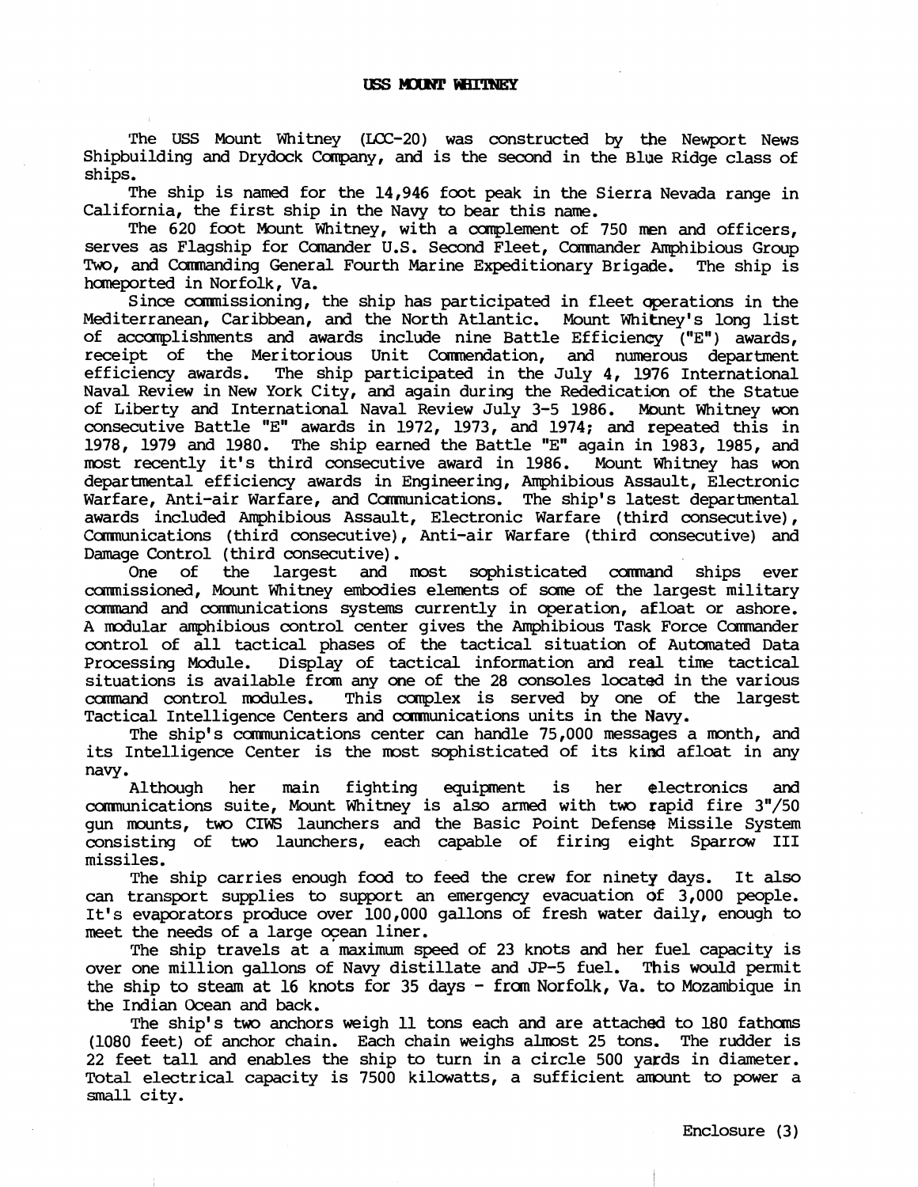# USS MOUNT WHITNEY

The USS Mount Whitney (LCC-20) was constructed by the Newport News Shipbuilding and Drydock Company, and is the second in the Blue Ridge class of ships.

The ship is named for the 14,946 foot peak in the Sierra Nevada range in California, the first ship in the Navy to bear this name.

The 620 foot Mount Whitney, with a complement of 750 men and officers, serves as Flagship for Comander U.S. Second Fleet, Commander Amphibious Group Two, and Commanding General Fourth Marine Expeditionary Brigade. The ship is homeported in Norfolk, Va.

Since commissioning, the ship has participated in fleet operations in the Mediterranean, Caribbean, and the North Atlantic. Mount Whitney's long list of accomplishments and awards include nine Battle Efficiency ("E") awards, receipt of the Meritorious Unit Commendation, and numerous department efficiency awards. The ship participated in the July 4, 1976 International Naval Review in New York City, and again during the Rededication of the Statue of Liberty and International Naval Review July 3-5 1986. Mount Whitney won consecutive Battle "E" awards in 1972, 1973, and 1974; and repeated this in 1978, 1979 and 1980. The ship earned the Battle "E" again in 1983, 1985, and most recently it's third consecutive award in 1986. Mount Whitney has won departmental efficiency awards in Engineering, Amphibious Assault, Electronic Warfare, Anti-air Warfare, and Communications. The ship's latest departmental awards included Amphibious Assault, Electronic Warfare (third consecutive), Communications (third consecutive), Anti-air Warfare (third consecutive) and Damage Control (third consecutive).

One of the largest and most sophisticated command ships ever commissioned, Mount Whitney embodies elements of some of the largest military command and communications systems currently in operation, afloat or ashore. A modular amphibious control center gives the Amphibious Task Force Commander control of all tactical phases of the tactical situation of Automated Data Processing Module. Display of tactical information and real time tactical situations is available from any one of the 28 consoles located in the various command control modules. This complex is served by one of the largest Tactical Intelligence Centers and communications units in the Navy.

The ship's communications center can handle 75,000 messages a month, and its Intelligence Center is the most sophisticated of its kind afloat in any navy.

Although her main fighting equipment is her electronics and communications suite, Mount Whitney is also armed with two rapid fire 3"/50 gun mounts, two CIWS launchers and the Basic Point Defense Missile System consisting of two launchers, each capable of firing eight Sparrow III missiles.

The ship carries enough food to feed the crew for ninety days. It also can transport supplies to support an emergency evacuation of 3,000 people. It's evaporators produce over 100,000 gallons of fresh water daily, enough to meet the needs of a large ocean liner.

The ship travels at a maximum speed of 23 knots and her fuel capacity is over one million gallons of Navy distillate and JP-5 fuel. This would permit the ship to steam at 16 knots for 35 days - from Norfolk, Va. to Mozambique in the Indian Ocean and back.

The ship's two anchors weigh 11 tons each and are attached to 180 fathoms (1080 feet) of anchor chain. Each chain weighs almost 25 tons. The rudder is 22 feet tall and enables the ship to turn in a circle 500 yards in diameter. Total electrical capacity is 7500 kilowatts, a sufficient amount to power a small city.

Enclosure (3)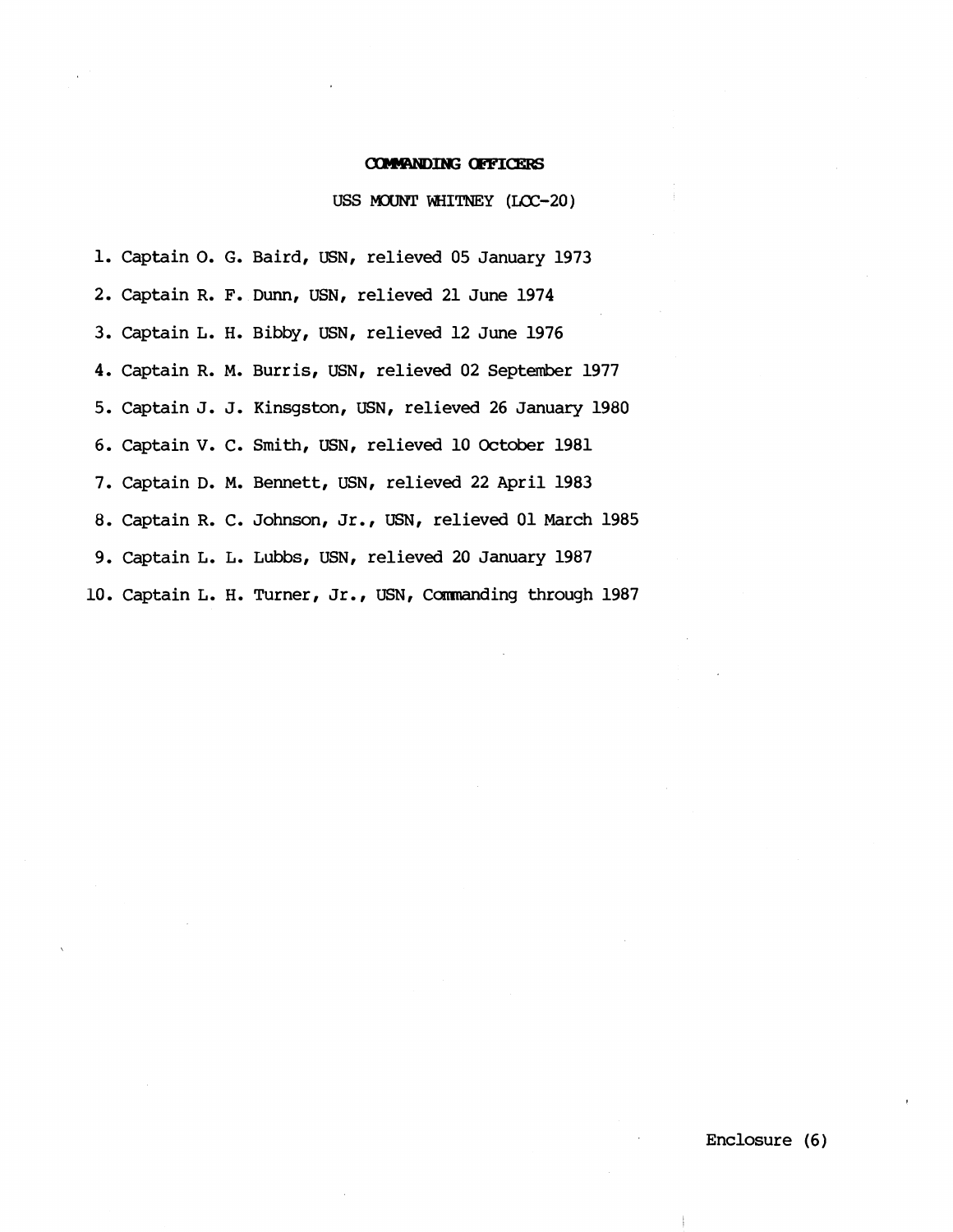## COMMANDING OFFICERS

USS MOUNT WHITNEY (LCC-20)

1. Captain O. G. Baird, USN, relieved 05 January 1973
2. Captain R. F. Dunn, USN, relieved 21 June 1974
3. Captain L. H. Bibby, USN, relieved 12 June 1976
4. Captain R. M. Burris, USN, relieved 02 September 1977
5. Captain J. J. Kinsgston, USN, relieved 26 January 1980
6. Captain V. C. Smith, USN, relieved 10 October 1981
7. Captain D. M. Bennett, USN, relieved 22 April 1983
8. Captain R. C. Johnson, Jr., USN, relieved 01 March 1985
9. Captain L. L. Lubbs, USN, relieved 20 January 1987
10. Captain L. H. Turner, Jr., USN, Commanding through 1987

Enclosure (6)